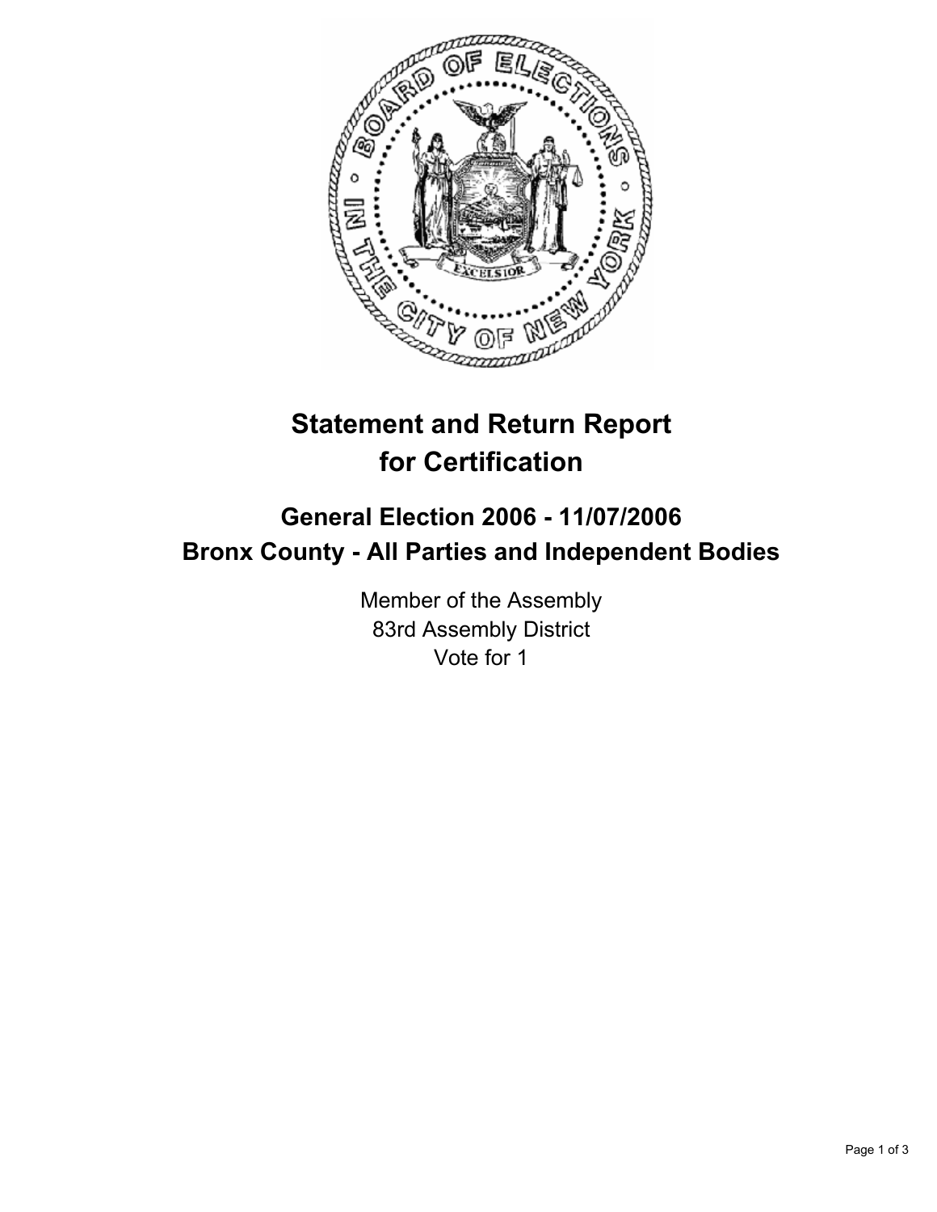# Statement and Return Report for Certification

## General Election 2006 - 11/07/2006
## Bronx County - All Parties and Independent Bodies

Member of the Assembly
83rd Assembly District
Vote for 1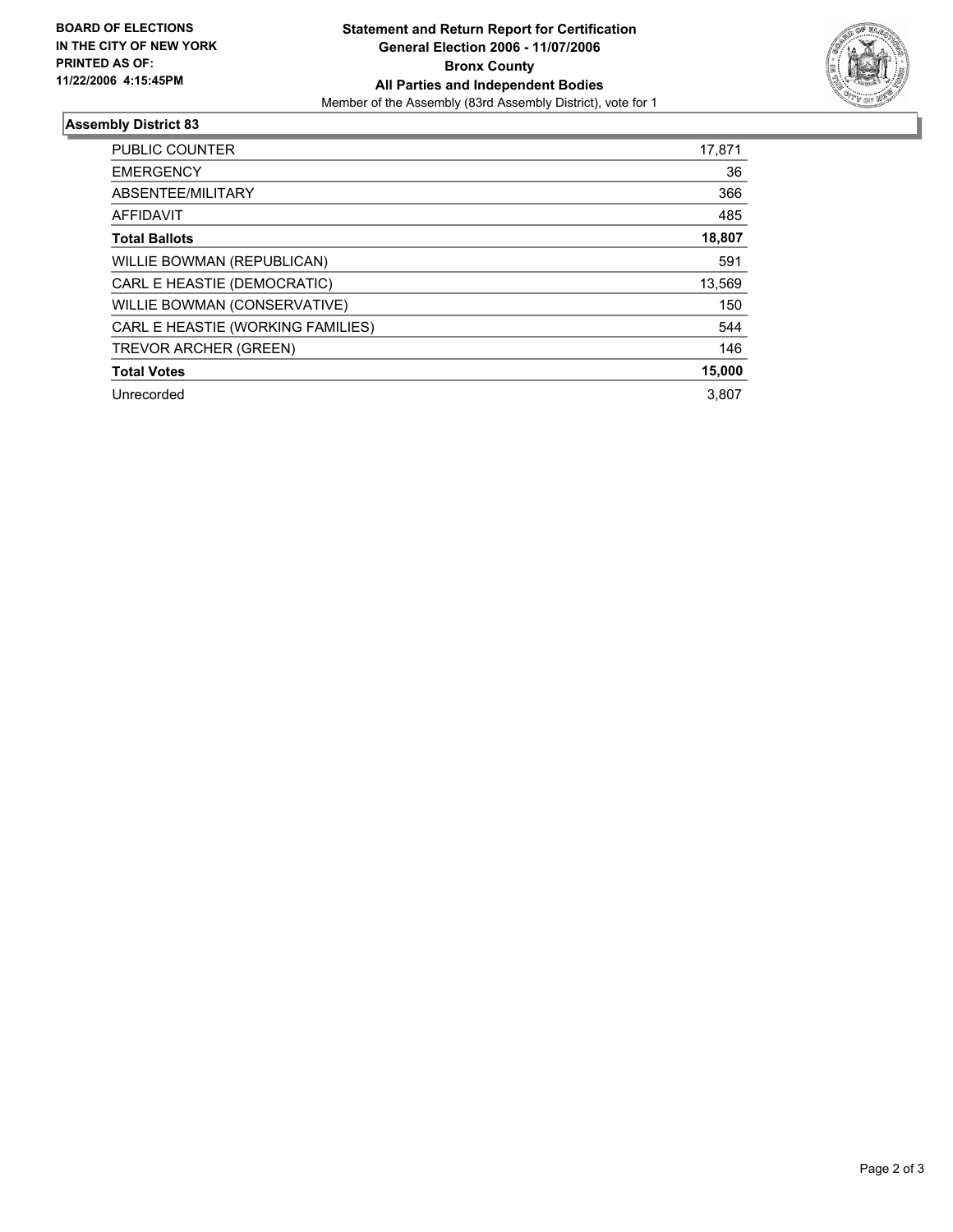**BOARD OF ELECTIONS IN THE CITY OF NEW YORK PRINTED AS OF: 11/22/2006 4:15:45PM**

# Statement and Return Report for Certification
## General Election 2006 - 11/07/2006
## Bronx County
## All Parties and Independent Bodies

Member of the Assembly (83rd Assembly District), vote for 1

### Assembly District 83

| | |
|---|---|
| PUBLIC COUNTER | 17,871 |
| EMERGENCY | 36 |
| ABSENTEE/MILITARY | 366 |
| AFFIDAVIT | 485 |
| **Total Ballots** | **18,807** |
| WILLIE BOWMAN (REPUBLICAN) | 591 |
| CARL E HEASTIE (DEMOCRATIC) | 13,569 |
| WILLIE BOWMAN (CONSERVATIVE) | 150 |
| CARL E HEASTIE (WORKING FAMILIES) | 544 |
| TREVOR ARCHER (GREEN) | 146 |
| **Total Votes** | **15,000** |
| Unrecorded | 3,807 |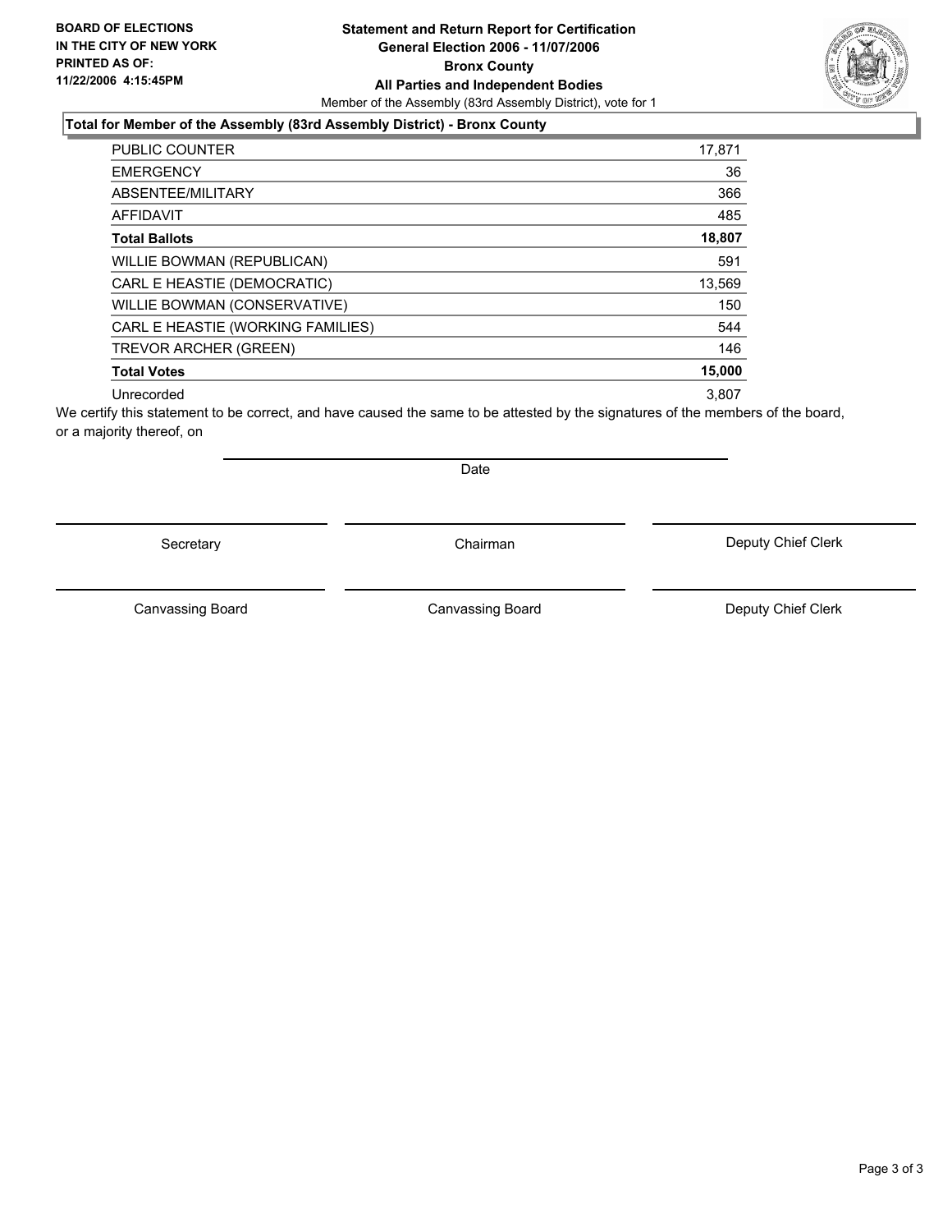**BOARD OF ELECTIONS IN THE CITY OF NEW YORK PRINTED AS OF: 11/22/2006 4:15:45PM**

**Statement and Return Report for Certification**
**General Election 2006 - 11/07/2006**
**Bronx County**
**All Parties and Independent Bodies**
Member of the Assembly (83rd Assembly District), vote for 1

### Total for Member of the Assembly (83rd Assembly District) - Bronx County

| | |
|---|---|
| PUBLIC COUNTER | 17,871 |
| EMERGENCY | 36 |
| ABSENTEE/MILITARY | 366 |
| AFFIDAVIT | 485 |
| **Total Ballots** | **18,807** |
| WILLIE BOWMAN (REPUBLICAN) | 591 |
| CARL E HEASTIE (DEMOCRATIC) | 13,569 |
| WILLIE BOWMAN (CONSERVATIVE) | 150 |
| CARL E HEASTIE (WORKING FAMILIES) | 544 |
| TREVOR ARCHER (GREEN) | 146 |
| **Total Votes** | **15,000** |
| Unrecorded | 3,807 |

We certify this statement to be correct, and have caused the same to be attested by the signatures of the members of the board, or a majority thereof, on

Date

Secretary

Chairman

Deputy Chief Clerk

Canvassing Board

Canvassing Board

Deputy Chief Clerk